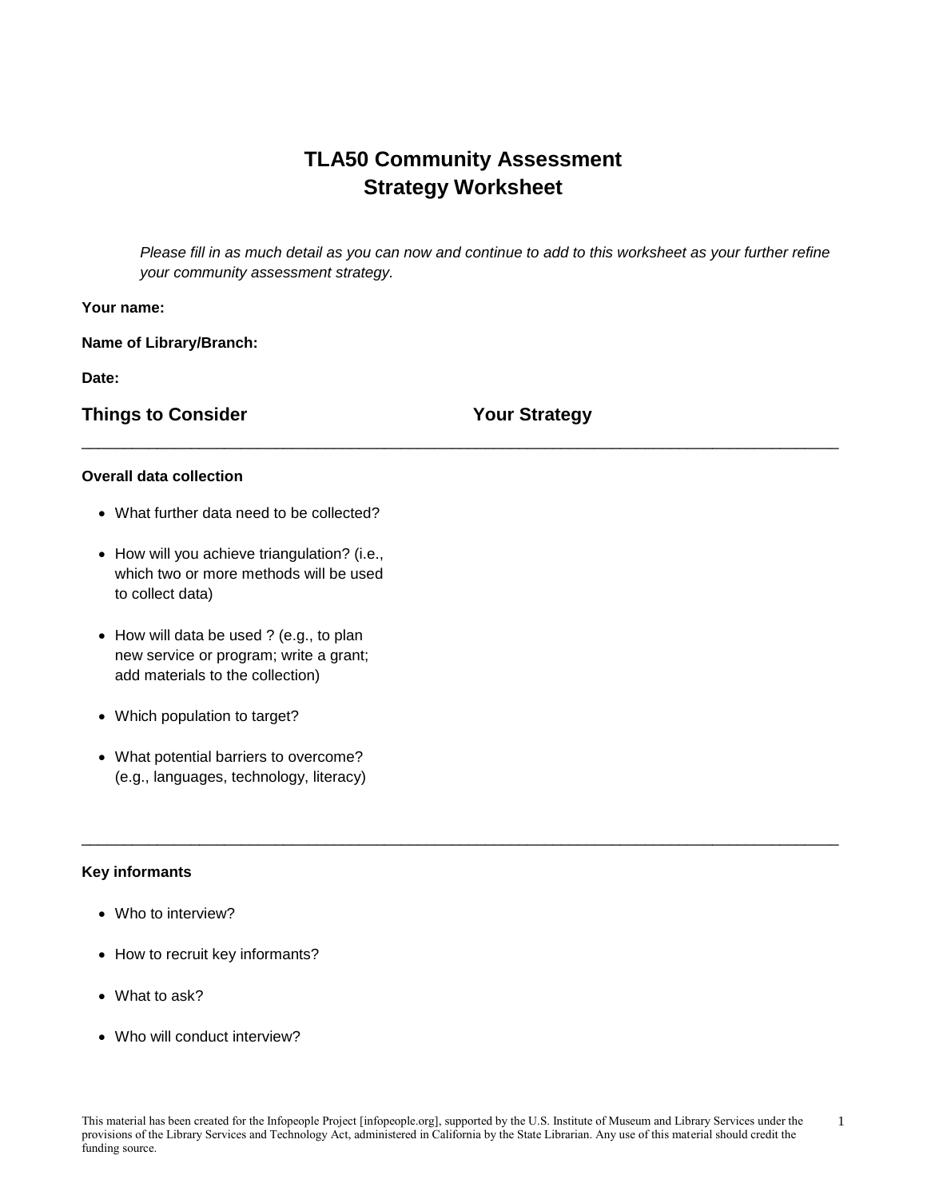# TLA50 Community Assessment
# Strategy Worksheet

*Please fill in as much detail as you can now and continue to add to this worksheet as your further refine your community assessment strategy.*

**Your name:**

**Name of Library/Branch:**

**Date:**

## Things to Consider — Your Strategy

---

**Overall data collection**

- What further data need to be collected?
- How will you achieve triangulation? (i.e., which two or more methods will be used to collect data)
- How will data be used ? (e.g., to plan new service or program; write a grant; add materials to the collection)
- Which population to target?
- What potential barriers to overcome? (e.g., languages, technology, literacy)

---

**Key informants**

- Who to interview?
- How to recruit key informants?
- What to ask?
- Who will conduct interview?

This material has been created for the Infopeople Project [infopeople.org], supported by the U.S. Institute of Museum and Library Services under the provisions of the Library Services and Technology Act, administered in California by the State Librarian. Any use of this material should credit the funding source.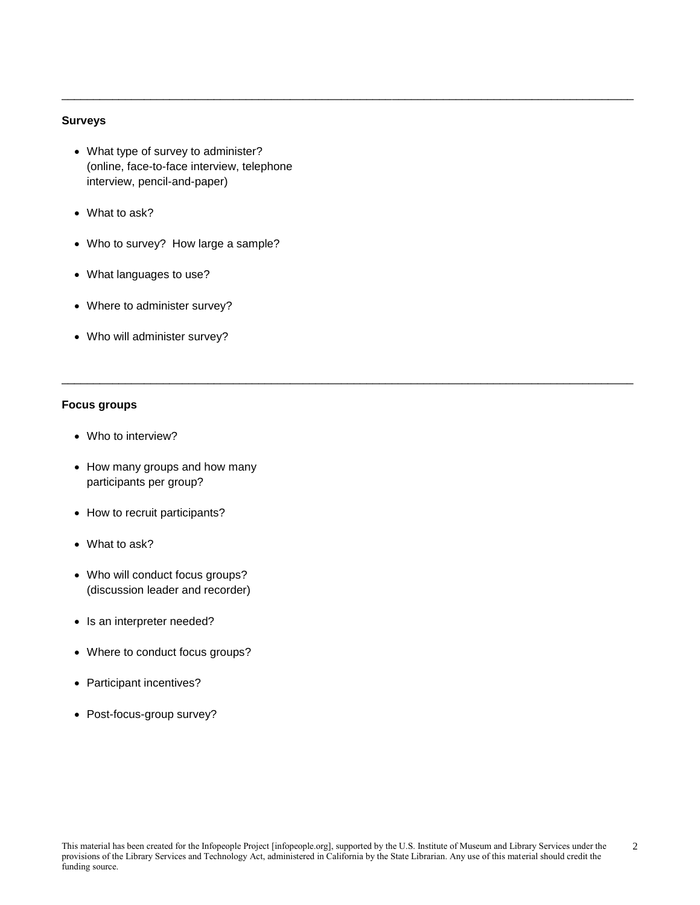---

**Surveys**

- What type of survey to administer? (online, face-to-face interview, telephone interview, pencil-and-paper)
- What to ask?
- Who to survey? How large a sample?
- What languages to use?
- Where to administer survey?
- Who will administer survey?

---

**Focus groups**

- Who to interview?
- How many groups and how many participants per group?
- How to recruit participants?
- What to ask?
- Who will conduct focus groups? (discussion leader and recorder)
- Is an interpreter needed?
- Where to conduct focus groups?
- Participant incentives?
- Post-focus-group survey?

This material has been created for the Infopeople Project [infopeople.org], supported by the U.S. Institute of Museum and Library Services under the provisions of the Library Services and Technology Act, administered in California by the State Librarian. Any use of this material should credit the funding source.